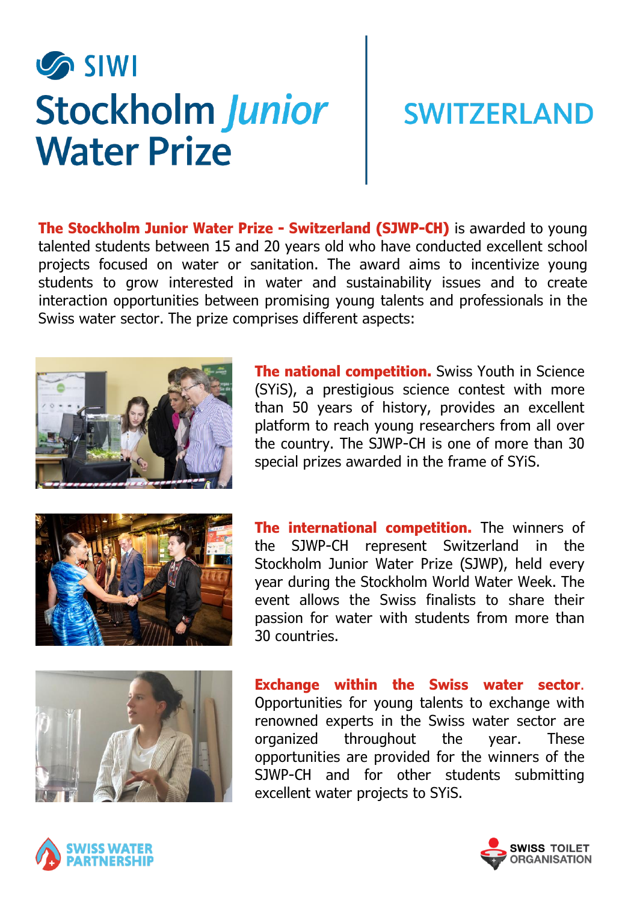SIWI

# Stockholm *Junior* Water Prize

## SWITZERLAND

**The Stockholm Junior Water Prize - Switzerland (SJWP-CH)** is awarded to young talented students between 15 and 20 years old who have conducted excellent school projects focused on water or sanitation. The award aims to incentivize young students to grow interested in water and sustainability issues and to create interaction opportunities between promising young talents and professionals in the Swiss water sector. The prize comprises different aspects:

**The national competition.** Swiss Youth in Science (SYiS), a prestigious science contest with more than 50 years of history, provides an excellent platform to reach young researchers from all over the country. The SJWP-CH is one of more than 30 special prizes awarded in the frame of SYiS.

**The international competition.** The winners of the SJWP-CH represent Switzerland in the Stockholm Junior Water Prize (SJWP), held every year during the Stockholm World Water Week. The event allows the Swiss finalists to share their passion for water with students from more than 30 countries.

**Exchange within the Swiss water sector.** Opportunities for young talents to exchange with renowned experts in the Swiss water sector are organized throughout the year. These opportunities are provided for the winners of the SJWP-CH and for other students submitting excellent water projects to SYiS.

SWISS WATER PARTNERSHIP

SWISS TOILET ORGANISATION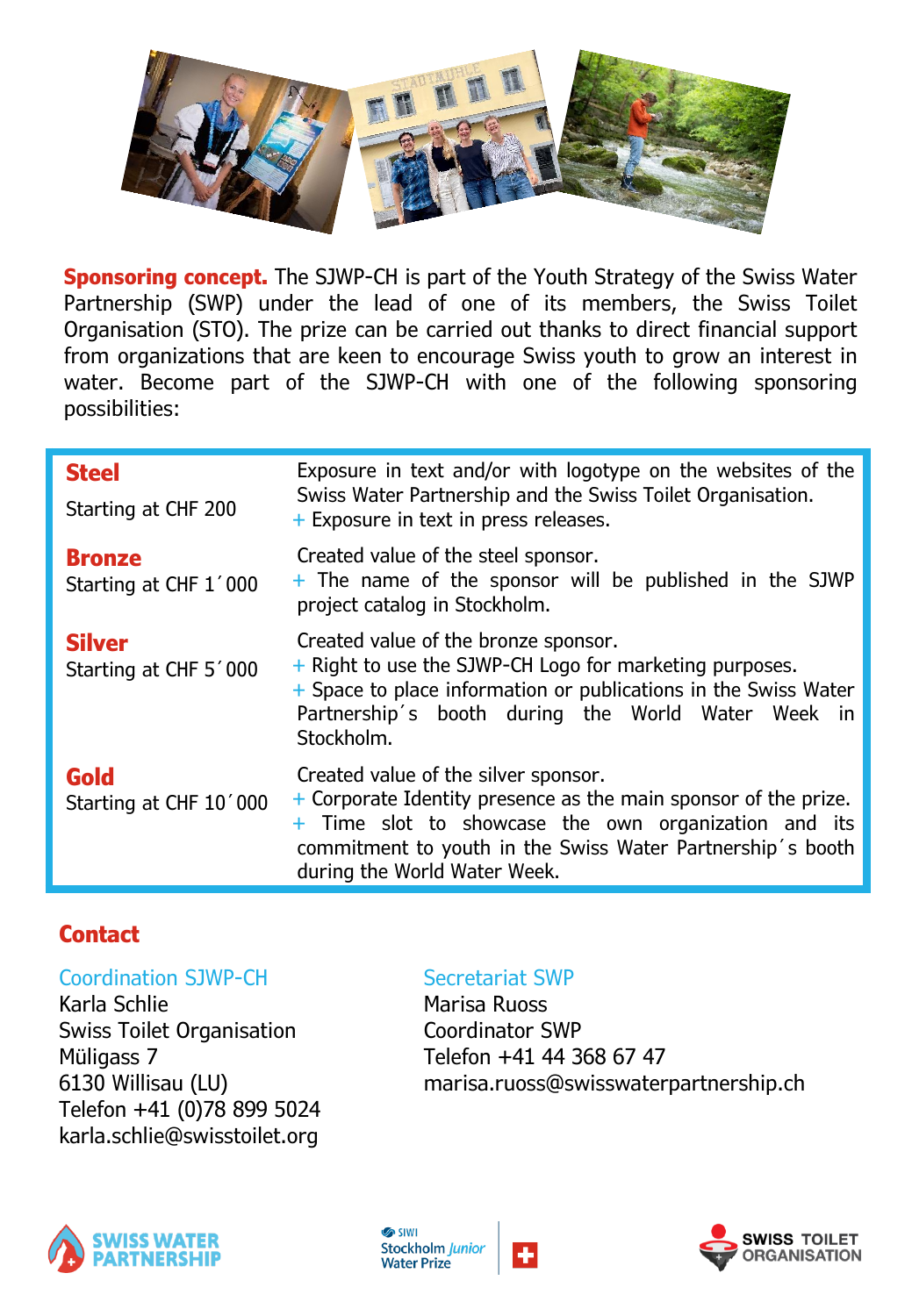**Sponsoring concept.** The SJWP-CH is part of the Youth Strategy of the Swiss Water Partnership (SWP) under the lead of one of its members, the Swiss Toilet Organisation (STO). The prize can be carried out thanks to direct financial support from organizations that are keen to encourage Swiss youth to grow an interest in water. Become part of the SJWP-CH with one of the following sponsoring possibilities:

| | |
|---|---|
| **Steel**<br>Starting at CHF 200 | Exposure in text and/or with logotype on the websites of the Swiss Water Partnership and the Swiss Toilet Organisation.<br>+ Exposure in text in press releases. |
| **Bronze**<br>Starting at CHF 1´000 | Created value of the steel sponsor.<br>+ The name of the sponsor will be published in the SJWP project catalog in Stockholm. |
| **Silver**<br>Starting at CHF 5´000 | Created value of the bronze sponsor.<br>+ Right to use the SJWP-CH Logo for marketing purposes.<br>+ Space to place information or publications in the Swiss Water Partnership´s booth during the World Water Week in Stockholm. |
| **Gold**<br>Starting at CHF 10´000 | Created value of the silver sponsor.<br>+ Corporate Identity presence as the main sponsor of the prize.<br>+ Time slot to showcase the own organization and its commitment to youth in the Swiss Water Partnership´s booth during the World Water Week. |

## Contact

**Coordination SJWP-CH**
Karla Schlie
Swiss Toilet Organisation
Müligass 7
6130 Willisau (LU)
Telefon +41 (0)78 899 5024
karla.schlie@swisstoilet.org

**Secretariat SWP**
Marisa Ruoss
Coordinator SWP
Telefon +41 44 368 67 47
marisa.ruoss@swisswaterpartnership.ch

SWISS WATER PARTNERSHIP

SIWI Stockholm Junior Water Prize

SWISS TOILET ORGANISATION